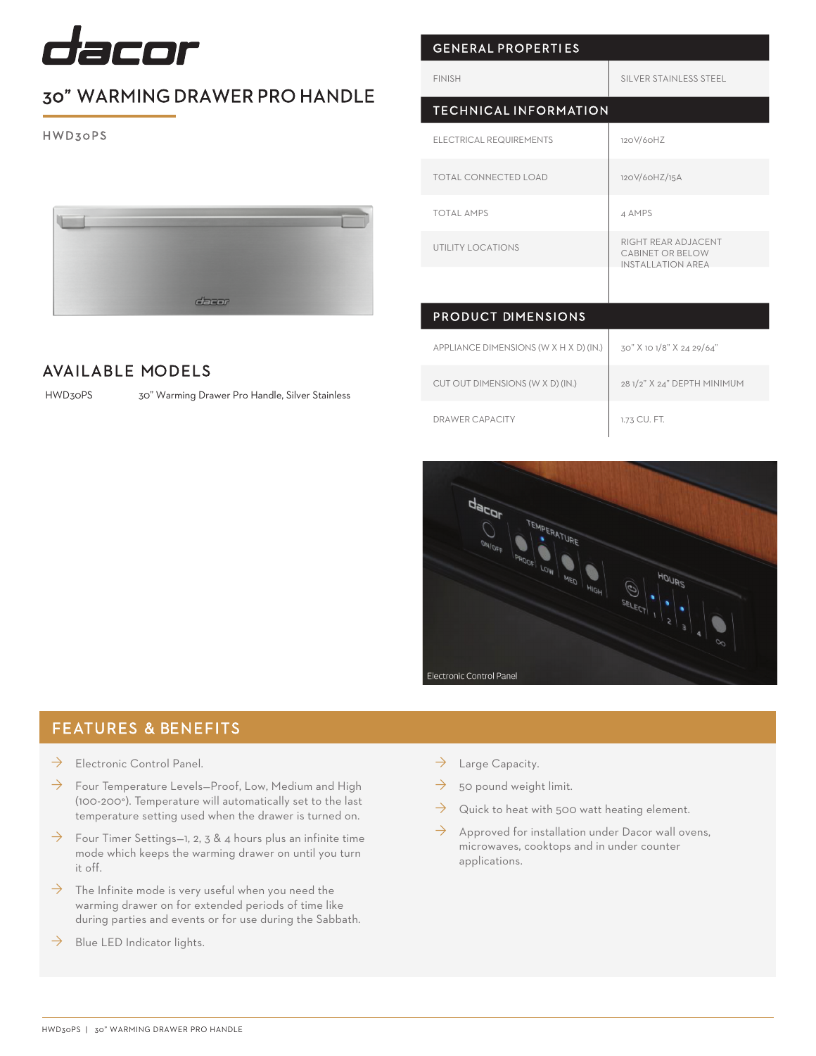# dacor

## 30" WARMING DRAWER PRO HANDLE

HWD30PS

## AVAILABLE MODELS

| | |
|---|---|
| HWD30PS | 30" Warming Drawer Pro Handle, Silver Stainless |

## GENERAL PROPERTIES

| | |
|---|---|
| FINISH | SILVER STAINLESS STEEL |

## TECHNICAL INFORMATION

| | |
|---|---|
| ELECTRICAL REQUIREMENTS | 120V/60HZ |
| TOTAL CONNECTED LOAD | 120V/60HZ/15A |
| TOTAL AMPS | 4 AMPS |
| UTILITY LOCATIONS | RIGHT REAR ADJACENT CABINET OR BELOW INSTALLATION AREA |

## PRODUCT DIMENSIONS

| | |
|---|---|
| APPLIANCE DIMENSIONS (W X H X D) (IN.) | 30" X 10 1/8" X 24 29/64" |
| CUT OUT DIMENSIONS (W X D) (IN.) | 28 1/2" X 24" DEPTH MINIMUM |
| DRAWER CAPACITY | 1.73 CU. FT. |

Electronic Control Panel

## FEATURES & BENEFITS

- Electronic Control Panel.
- Four Temperature Levels—Proof, Low, Medium and High (100-200°). Temperature will automatically set to the last temperature setting used when the drawer is turned on.
- Four Timer Settings—1, 2, 3 & 4 hours plus an infinite time mode which keeps the warming drawer on until you turn it off.
- The Infinite mode is very useful when you need the warming drawer on for extended periods of time like during parties and events or for use during the Sabbath.
- Blue LED Indicator lights.
- Large Capacity.
- 50 pound weight limit.
- Quick to heat with 500 watt heating element.
- Approved for installation under Dacor wall ovens, microwaves, cooktops and in under counter applications.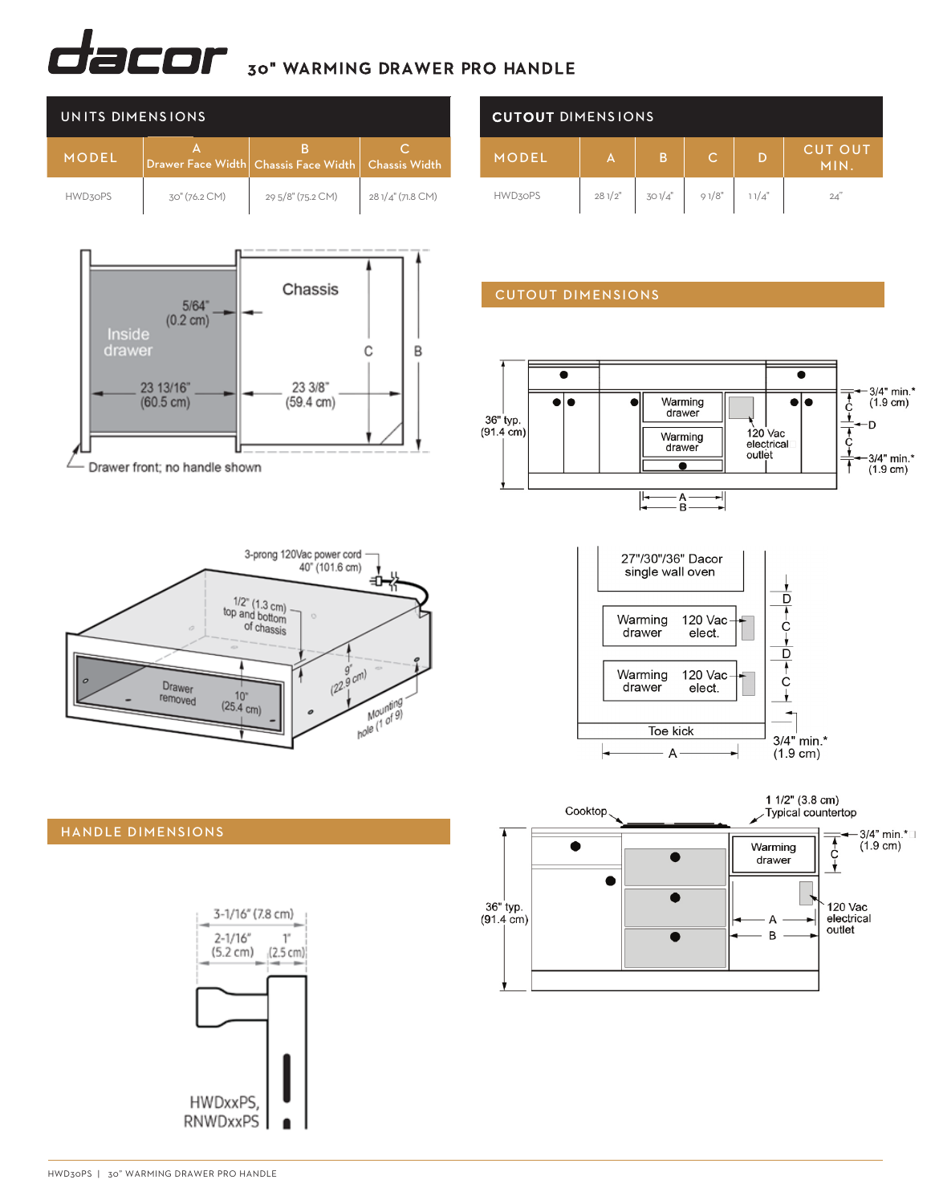# dacor 30" WARMING DRAWER PRO HANDLE

## UNITS DIMENSIONS

| MODEL | A Drawer Face Width | B Chassis Face Width | C Chassis Width |
|---|---|---|---|
| HWD30PS | 30" (76.2 CM) | 29 5/8" (75.2 CM) | 28 1/4" (71.8 CM) |

## CUTOUT DIMENSIONS

| MODEL | A | B | C | D | CUT OUT MIN. |
|---|---|---|---|---|---|
| HWD30PS | 28 1/2" | 30 1/4" | 9 1/8" | 1 1/4" | 24" |

Inside drawer
5/64" (0.2 cm)
Chassis
C
B
23 13/16" (60.5 cm)
23 3/8" (59.4 cm)
Drawer front; no handle shown

3-prong 120Vac power cord 40" (101.6 cm)
1/2" (1.3 cm) top and bottom of chassis
9" (22.9 cm)
Drawer removed
10" (25.4 cm)
Mounting hole (1 of 9)

## CUTOUT DIMENSIONS

36" typ. (91.4 cm)
Warming drawer
Warming drawer
120 Vac electrical outlet
3/4" min.* (1.9 cm)
C
D
C
3/4" min.* (1.9 cm)
A
B

27"/30"/36" Dacor single wall oven
Warming drawer
120 Vac elect.
Warming drawer
120 Vac elect.
D
C
D
C
Toe kick
A
3/4" min.* (1.9 cm)

Cooktop
1 1/2" (3.8 cm) Typical countertop
3/4" min.* (1.9 cm)
C
Warming drawer
36" typ. (91.4 cm)
120 Vac electrical outlet
A
B

## HANDLE DIMENSIONS

3-1/16" (7.8 cm)
2-1/16" (5.2 cm)
1" (2.5 cm)
HWDxxPS, RNWDxxPS